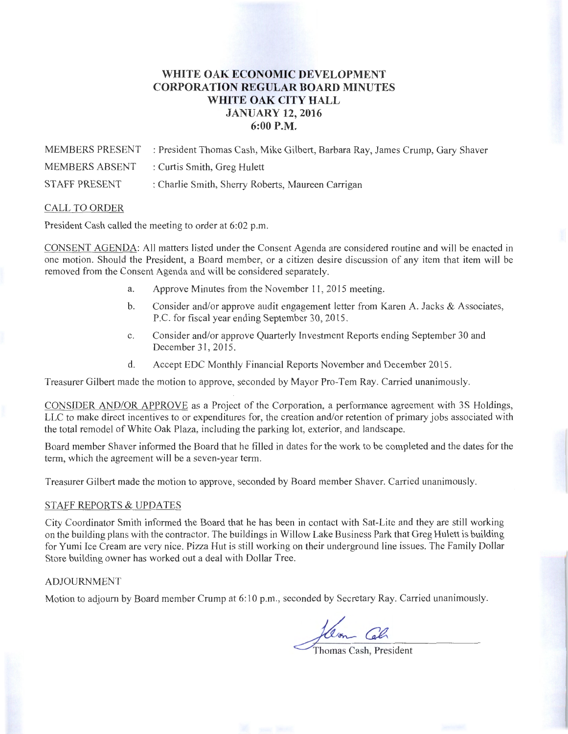# WHITE OAK ECONOMIC DEVELOPMENT CORPORATION REGULAR BOARD MINUTES
## WHITE OAK CITY HALL
## JANUARY 12, 2016
## 6:00 P.M.

MEMBERS PRESENT : President Thomas Cash, Mike Gilbert, Barbara Ray, James Crump, Gary Shaver

MEMBERS ABSENT : Curtis Smith, Greg Hulett

STAFF PRESENT : Charlie Smith, Sherry Roberts, Maureen Carrigan

CALL TO ORDER

President Cash called the meeting to order at 6:02 p.m.

CONSENT AGENDA: All matters listed under the Consent Agenda are considered routine and will be enacted in one motion. Should the President, a Board member, or a citizen desire discussion of any item that item will be removed from the Consent Agenda and will be considered separately.

a. Approve Minutes from the November 11, 2015 meeting.

b. Consider and/or approve audit engagement letter from Karen A. Jacks & Associates, P.C. for fiscal year ending September 30, 2015.

c. Consider and/or approve Quarterly Investment Reports ending September 30 and December 31, 2015.

d. Accept EDC Monthly Financial Reports November and December 2015.

Treasurer Gilbert made the motion to approve, seconded by Mayor Pro-Tem Ray. Carried unanimously.

CONSIDER AND/OR APPROVE as a Project of the Corporation, a performance agreement with 3S Holdings, LLC to make direct incentives to or expenditures for, the creation and/or retention of primary jobs associated with the total remodel of White Oak Plaza, including the parking lot, exterior, and landscape.

Board member Shaver informed the Board that he filled in dates for the work to be completed and the dates for the term, which the agreement will be a seven-year term.

Treasurer Gilbert made the motion to approve, seconded by Board member Shaver. Carried unanimously.

STAFF REPORTS & UPDATES

City Coordinator Smith informed the Board that he has been in contact with Sat-Lite and they are still working on the building plans with the contractor. The buildings in Willow Lake Business Park that Greg Hulett is building for Yumi Ice Cream are very nice. Pizza Hut is still working on their underground line issues. The Family Dollar Store building owner has worked out a deal with Dollar Tree.

ADJOURNMENT

Motion to adjourn by Board member Crump at 6:10 p.m., seconded by Secretary Ray. Carried unanimously.

Thomas Cash, President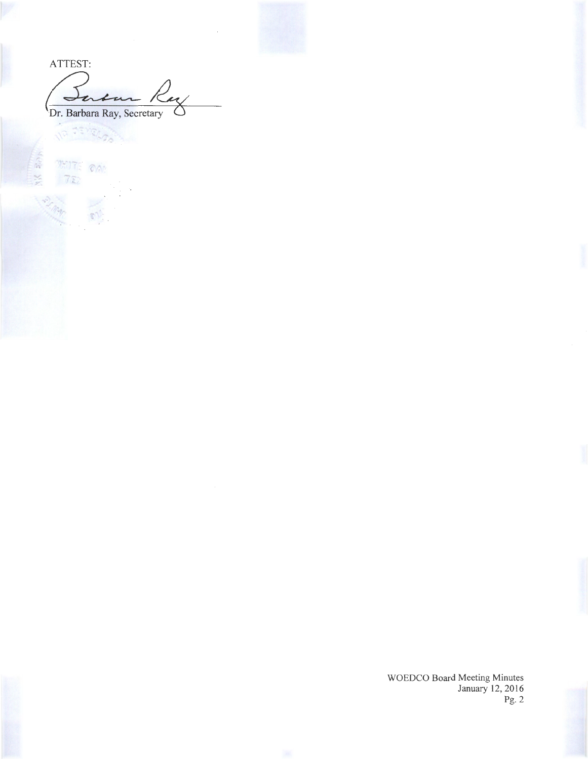ATTEST:

Dr. Barbara Ray, Secretary